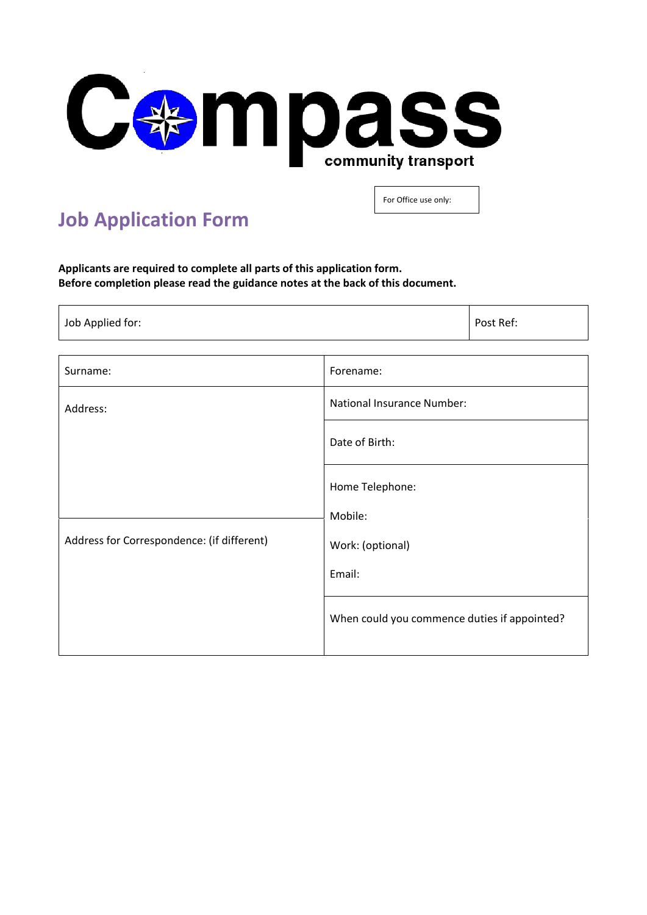# Compass community transport

For Office use only:

## Job Application Form

**Applicants are required to complete all parts of this application form.**
**Before completion please read the guidance notes at the back of this document.**

| Job Applied for: | Post Ref: |
|---|---|

| Surname: | Forename: |
|---|---|
| Address: | National Insurance Number: |
| | Date of Birth: |
| | Home Telephone: |
| Address for Correspondence: (if different) | Mobile: |
| | Work: (optional) |
| | Email: |
| | When could you commence duties if appointed? |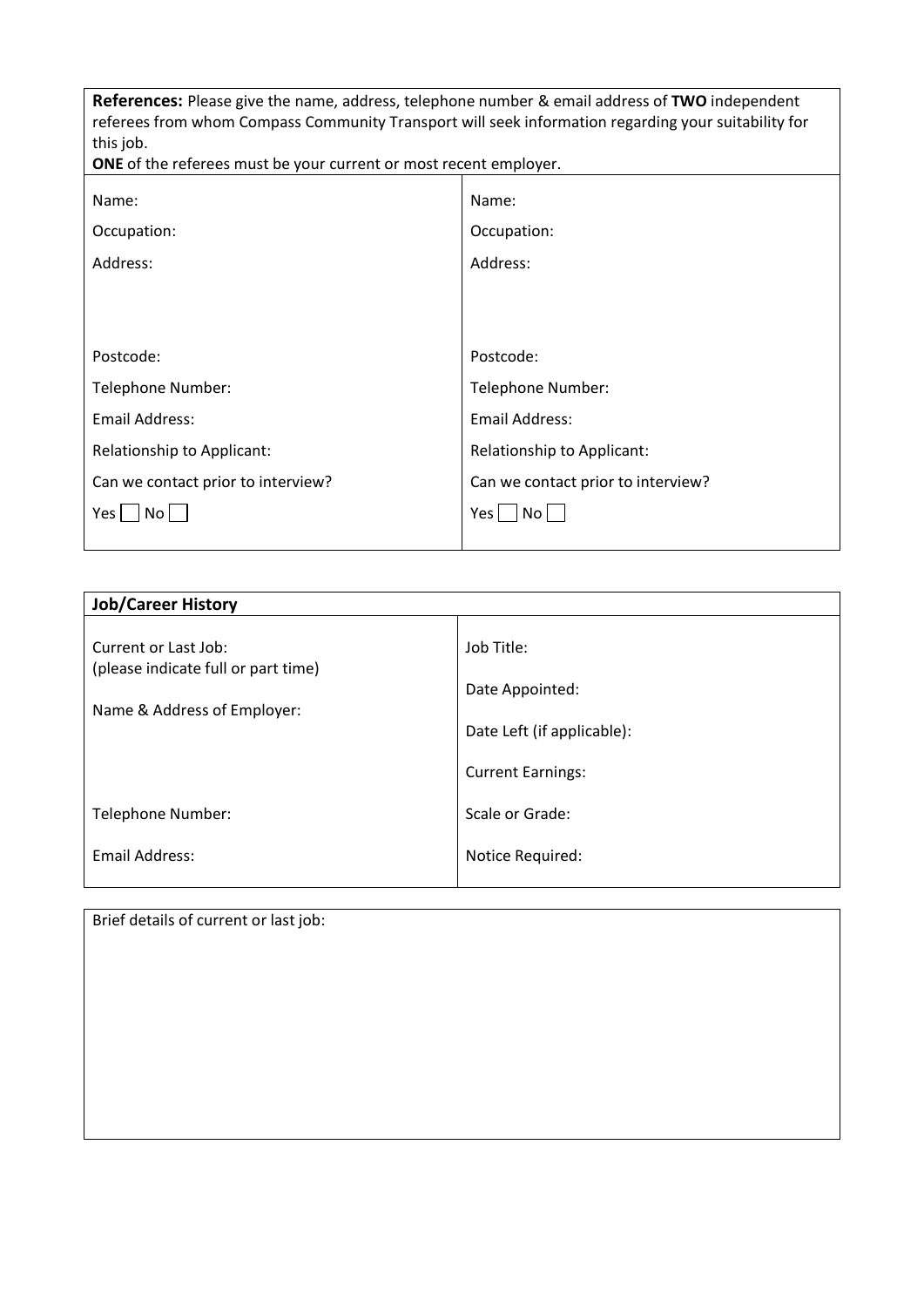**References:** Please give the name, address, telephone number & email address of **TWO** independent referees from whom Compass Community Transport will seek information regarding your suitability for this job.
**ONE** of the referees must be your current or most recent employer.

| | |
|---|---|
| Name: | Name: |
| Occupation: | Occupation: |
| Address: | Address: |
| Postcode: | Postcode: |
| Telephone Number: | Telephone Number: |
| Email Address: | Email Address: |
| Relationship to Applicant: | Relationship to Applicant: |
| Can we contact prior to interview? | Can we contact prior to interview? |
| Yes ☐ No ☐ | Yes ☐ No ☐ |

**Job/Career History**

| | |
|---|---|
| Current or Last Job: (please indicate full or part time) | Job Title: |
| | Date Appointed: |
| Name & Address of Employer: | Date Left (if applicable): |
| | Current Earnings: |
| Telephone Number: | Scale or Grade: |
| Email Address: | Notice Required: |

Brief details of current or last job: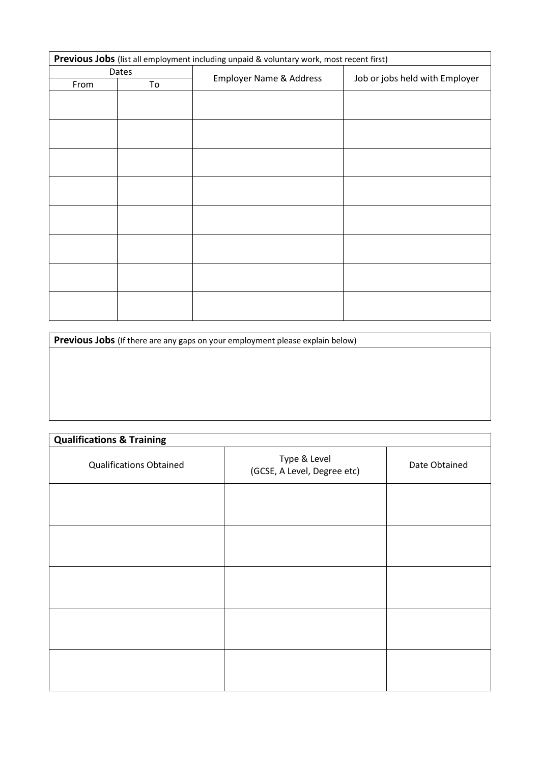**Previous Jobs** (list all employment including unpaid & voluntary work, most recent first)

| Dates | | Employer Name & Address | Job or jobs held with Employer |
|---|---|---|---|
| From | To | | |
| | | | |
| | | | |
| | | | |
| | | | |
| | | | |
| | | | |
| | | | |
| | | | |

**Previous Jobs** (If there are any gaps on your employment please explain below)

| |
|---|
| |

**Qualifications & Training**

| Qualifications Obtained | Type & Level (GCSE, A Level, Degree etc) | Date Obtained |
|---|---|---|
| | | |
| | | |
| | | |
| | | |
| | | |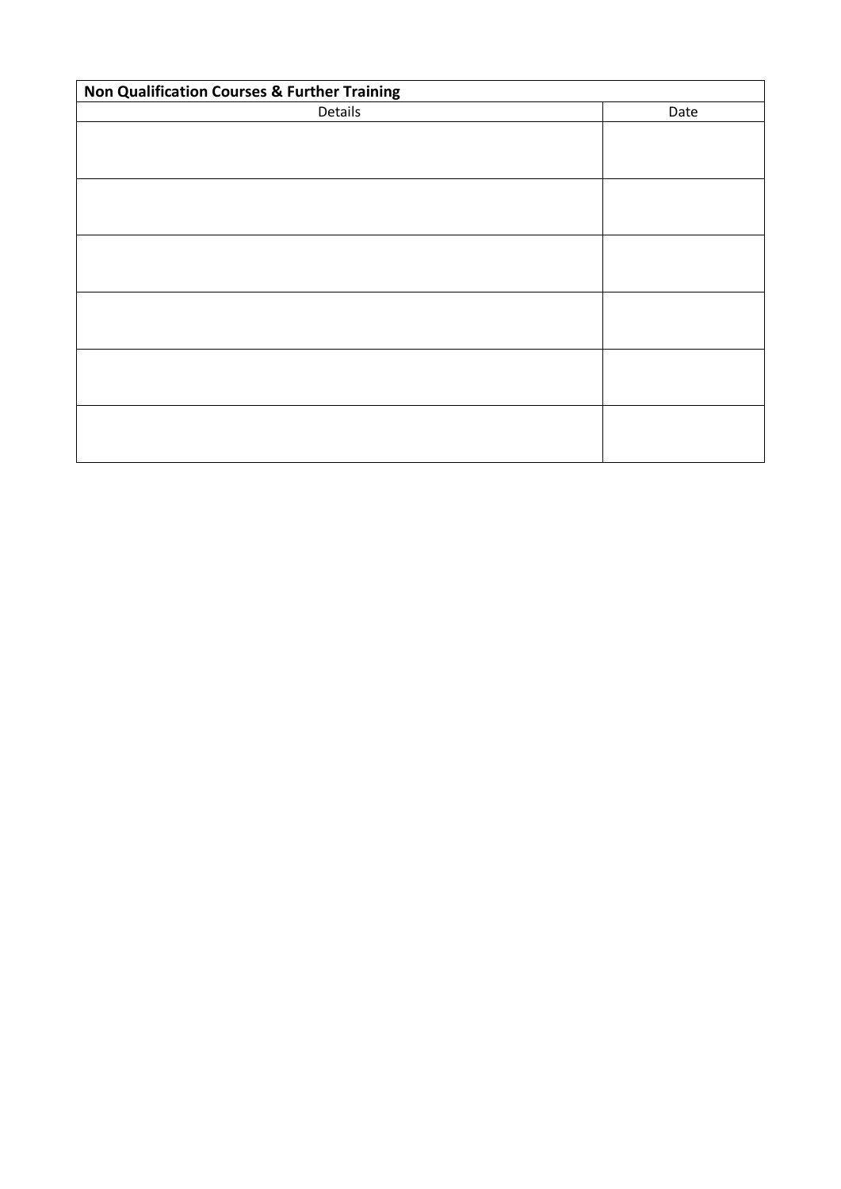| **Non Qualification Courses & Further Training** | |
|---|---|
| Details | Date |
| | |
| | |
| | |
| | |
| | |
| | |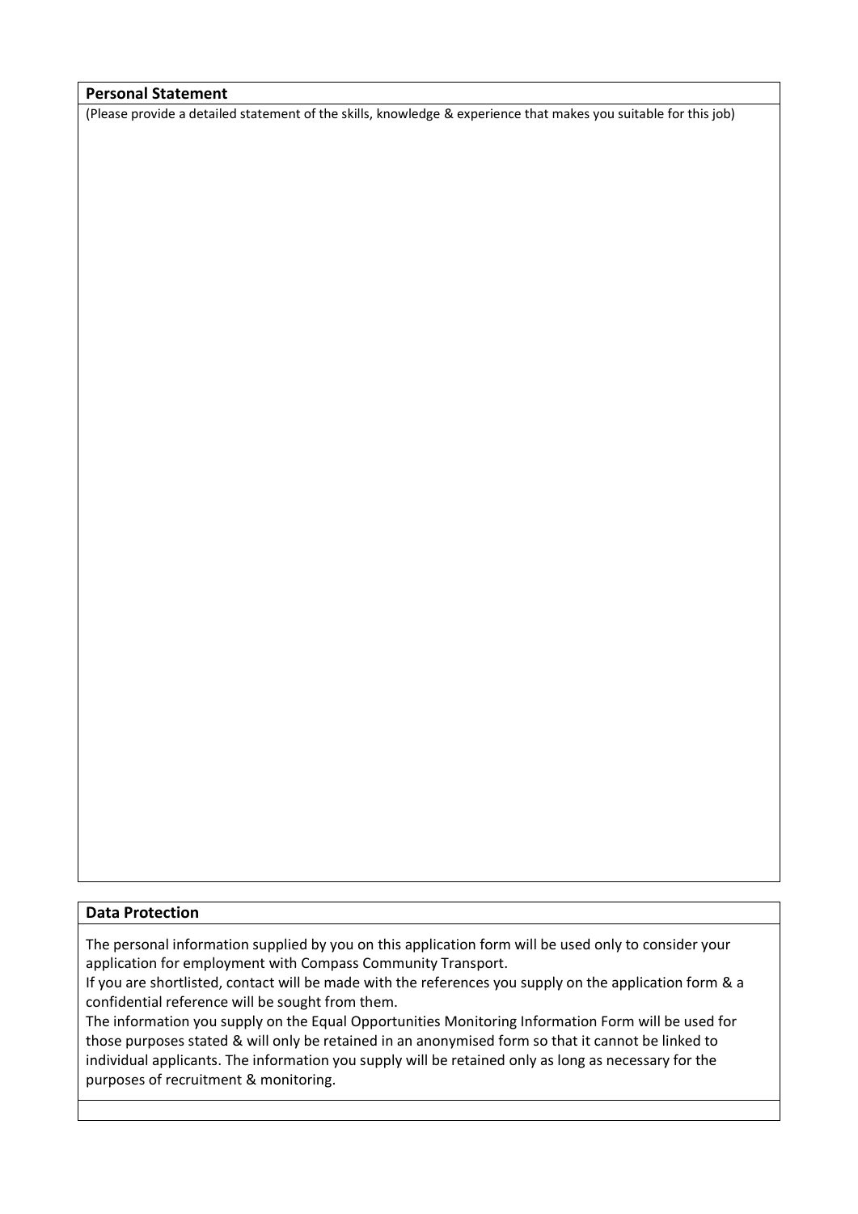**Personal Statement**

(Please provide a detailed statement of the skills, knowledge & experience that makes you suitable for this job)

**Data Protection**

The personal information supplied by you on this application form will be used only to consider your application for employment with Compass Community Transport.

If you are shortlisted, contact will be made with the references you supply on the application form & a confidential reference will be sought from them.

The information you supply on the Equal Opportunities Monitoring Information Form will be used for those purposes stated & will only be retained in an anonymised form so that it cannot be linked to individual applicants. The information you supply will be retained only as long as necessary for the purposes of recruitment & monitoring.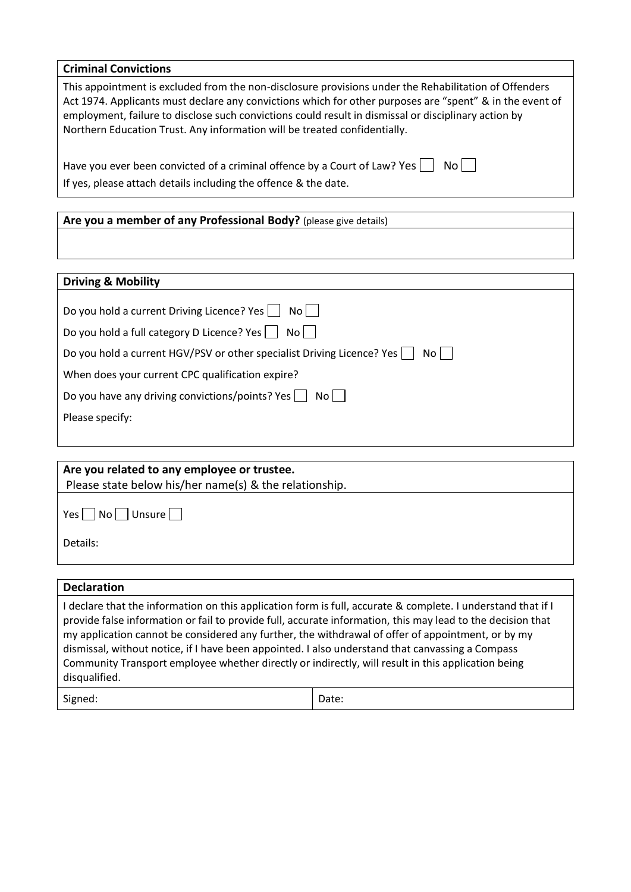**Criminal Convictions**

This appointment is excluded from the non-disclosure provisions under the Rehabilitation of Offenders Act 1974. Applicants must declare any convictions which for other purposes are "spent" & in the event of employment, failure to disclose such convictions could result in dismissal or disciplinary action by Northern Education Trust. Any information will be treated confidentially.

Have you ever been convicted of a criminal offence by a Court of Law? Yes ☐ No ☐

If yes, please attach details including the offence & the date.

**Are you a member of any Professional Body?** (please give details)

**Driving & Mobility**

Do you hold a current Driving Licence? Yes ☐ No ☐

Do you hold a full category D Licence? Yes ☐ No ☐

Do you hold a current HGV/PSV or other specialist Driving Licence? Yes ☐ No ☐

When does your current CPC qualification expire?

Do you have any driving convictions/points? Yes ☐ No ☐

Please specify:

**Are you related to any employee or trustee.**
Please state below his/her name(s) & the relationship.

Yes ☐ No ☐ Unsure ☐

Details:

**Declaration**

I declare that the information on this application form is full, accurate & complete. I understand that if I provide false information or fail to provide full, accurate information, this may lead to the decision that my application cannot be considered any further, the withdrawal of offer of appointment, or by my dismissal, without notice, if I have been appointed. I also understand that canvassing a Compass Community Transport employee whether directly or indirectly, will result in this application being disqualified.

| Signed: | Date: |
|---|---|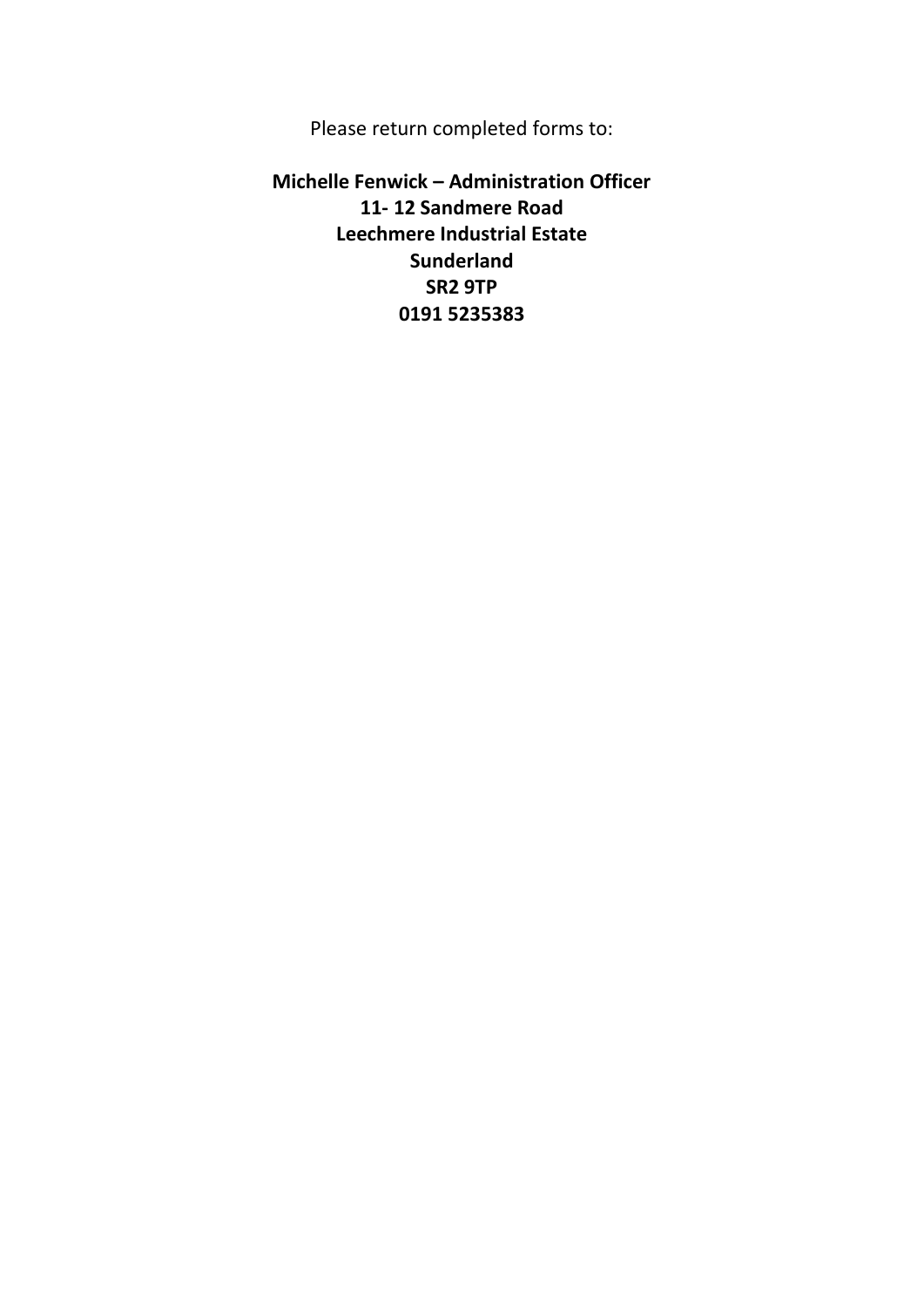Please return completed forms to:

**Michelle Fenwick – Administration Officer**
**11- 12 Sandmere Road**
**Leechmere Industrial Estate**
**Sunderland**
**SR2 9TP**
**0191 5235383**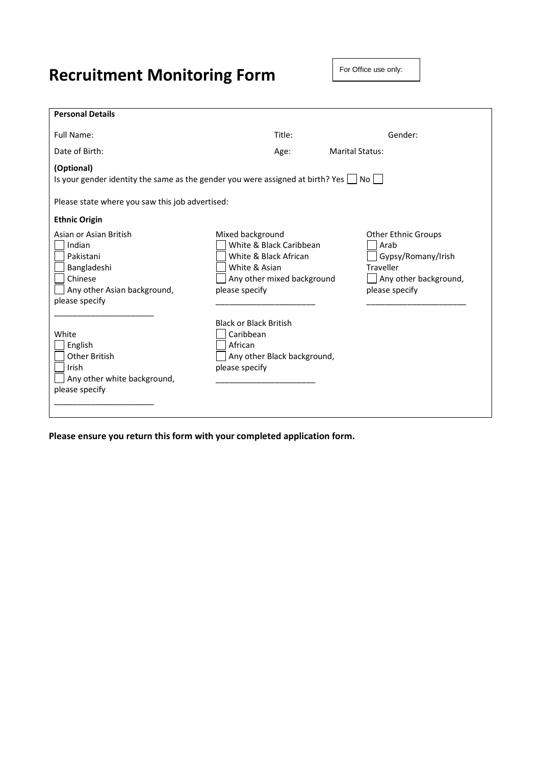# Recruitment Monitoring Form

For Office use only:

**Personal Details**

Full Name: Title: Gender:

Date of Birth: Age: Marital Status:

**(Optional)**
Is your gender identity the same as the gender you were assigned at birth? Yes ☐ No ☐

Please state where you saw this job advertised:

**Ethnic Origin**

Asian or Asian British
- ☐ Indian
- ☐ Pakistani
- ☐ Bangladeshi
- ☐ Chinese
- ☐ Any other Asian background, please specify

______________________

Mixed background
- ☐ White & Black Caribbean
- ☐ White & Black African
- ☐ White & Asian
- ☐ Any other mixed background please specify

______________________

Other Ethnic Groups
- ☐ Arab
- ☐ Gypsy/Romany/Irish Traveller
- ☐ Any other background, please specify

______________________

White
- ☐ English
- ☐ Other British
- ☐ Irish
- ☐ Any other white background, please specify

______________________

Black or Black British
- ☐ Caribbean
- ☐ African
- ☐ Any other Black background, please specify

______________________

**Please ensure you return this form with your completed application form.**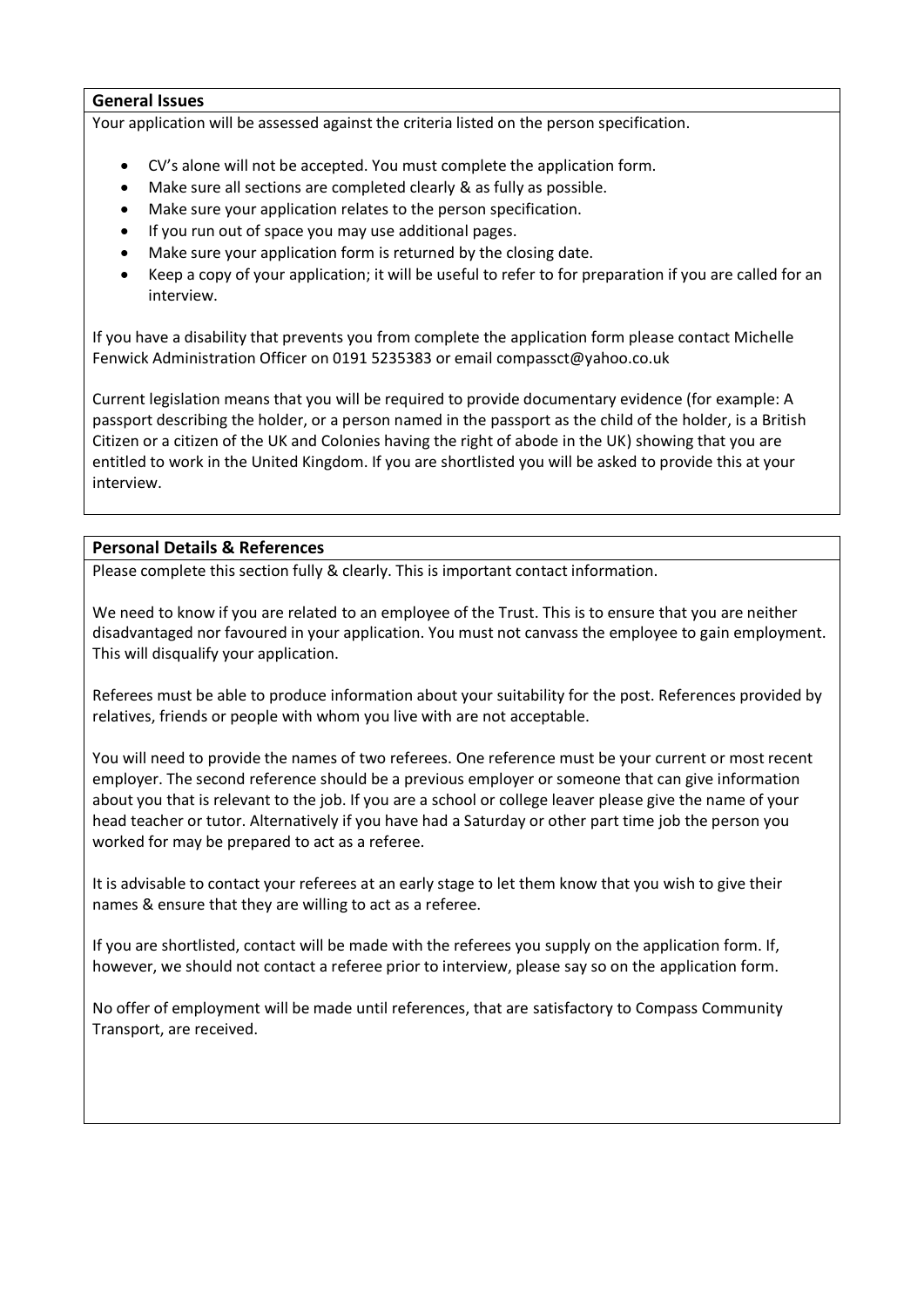## General Issues

Your application will be assessed against the criteria listed on the person specification.

- CV's alone will not be accepted. You must complete the application form.
- Make sure all sections are completed clearly & as fully as possible.
- Make sure your application relates to the person specification.
- If you run out of space you may use additional pages.
- Make sure your application form is returned by the closing date.
- Keep a copy of your application; it will be useful to refer to for preparation if you are called for an interview.

If you have a disability that prevents you from complete the application form please contact Michelle Fenwick Administration Officer on 0191 5235383 or email compassct@yahoo.co.uk

Current legislation means that you will be required to provide documentary evidence (for example: A passport describing the holder, or a person named in the passport as the child of the holder, is a British Citizen or a citizen of the UK and Colonies having the right of abode in the UK) showing that you are entitled to work in the United Kingdom. If you are shortlisted you will be asked to provide this at your interview.

## Personal Details & References

Please complete this section fully & clearly. This is important contact information.

We need to know if you are related to an employee of the Trust. This is to ensure that you are neither disadvantaged nor favoured in your application. You must not canvass the employee to gain employment. This will disqualify your application.

Referees must be able to produce information about your suitability for the post. References provided by relatives, friends or people with whom you live with are not acceptable.

You will need to provide the names of two referees. One reference must be your current or most recent employer. The second reference should be a previous employer or someone that can give information about you that is relevant to the job. If you are a school or college leaver please give the name of your head teacher or tutor. Alternatively if you have had a Saturday or other part time job the person you worked for may be prepared to act as a referee.

It is advisable to contact your referees at an early stage to let them know that you wish to give their names & ensure that they are willing to act as a referee.

If you are shortlisted, contact will be made with the referees you supply on the application form. If, however, we should not contact a referee prior to interview, please say so on the application form.

No offer of employment will be made until references, that are satisfactory to Compass Community Transport, are received.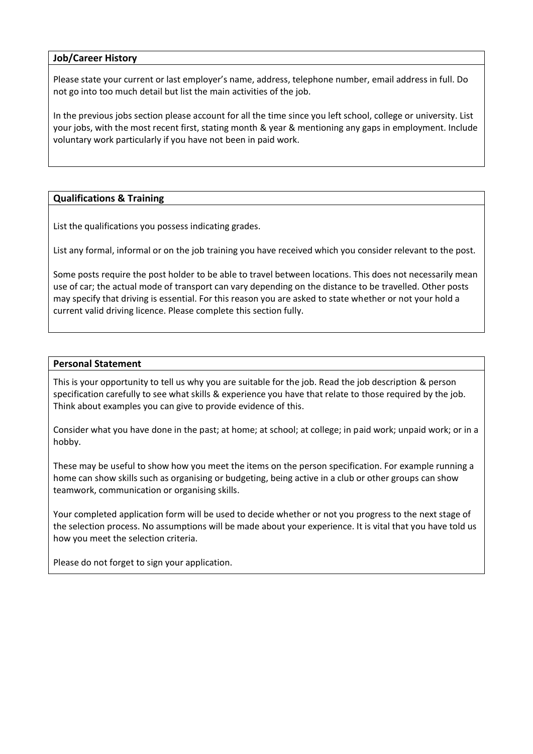## Job/Career History

Please state your current or last employer's name, address, telephone number, email address in full. Do not go into too much detail but list the main activities of the job.

In the previous jobs section please account for all the time since you left school, college or university. List your jobs, with the most recent first, stating month & year & mentioning any gaps in employment. Include voluntary work particularly if you have not been in paid work.

## Qualifications & Training

List the qualifications you possess indicating grades.

List any formal, informal or on the job training you have received which you consider relevant to the post.

Some posts require the post holder to be able to travel between locations. This does not necessarily mean use of car; the actual mode of transport can vary depending on the distance to be travelled. Other posts may specify that driving is essential. For this reason you are asked to state whether or not your hold a current valid driving licence. Please complete this section fully.

## Personal Statement

This is your opportunity to tell us why you are suitable for the job. Read the job description & person specification carefully to see what skills & experience you have that relate to those required by the job. Think about examples you can give to provide evidence of this.

Consider what you have done in the past; at home; at school; at college; in paid work; unpaid work; or in a hobby.

These may be useful to show how you meet the items on the person specification. For example running a home can show skills such as organising or budgeting, being active in a club or other groups can show teamwork, communication or organising skills.

Your completed application form will be used to decide whether or not you progress to the next stage of the selection process. No assumptions will be made about your experience. It is vital that you have told us how you meet the selection criteria.

Please do not forget to sign your application.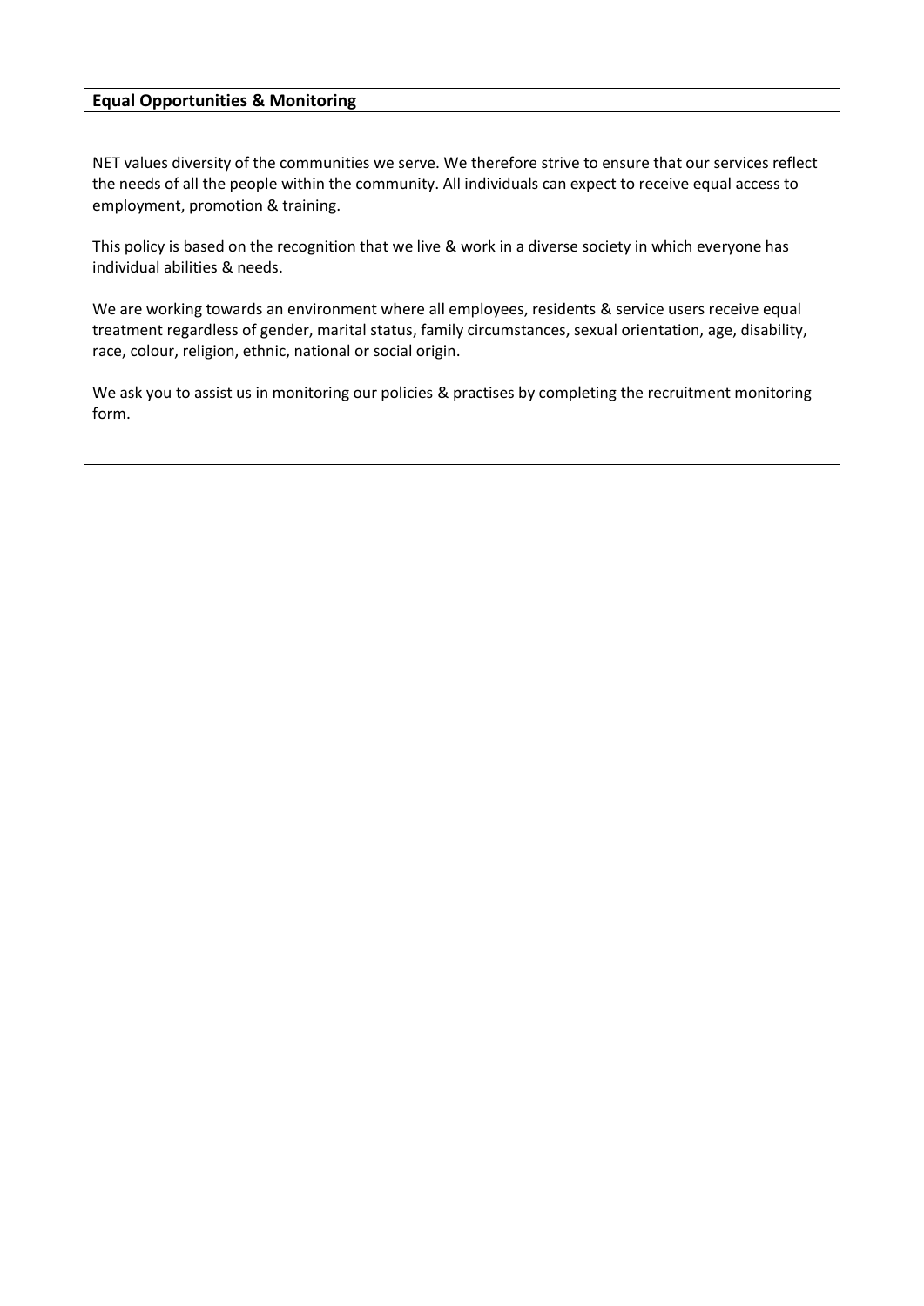**Equal Opportunities & Monitoring**

NET values diversity of the communities we serve. We therefore strive to ensure that our services reflect the needs of all the people within the community. All individuals can expect to receive equal access to employment, promotion & training.

This policy is based on the recognition that we live & work in a diverse society in which everyone has individual abilities & needs.

We are working towards an environment where all employees, residents & service users receive equal treatment regardless of gender, marital status, family circumstances, sexual orientation, age, disability, race, colour, religion, ethnic, national or social origin.

We ask you to assist us in monitoring our policies & practises by completing the recruitment monitoring form.